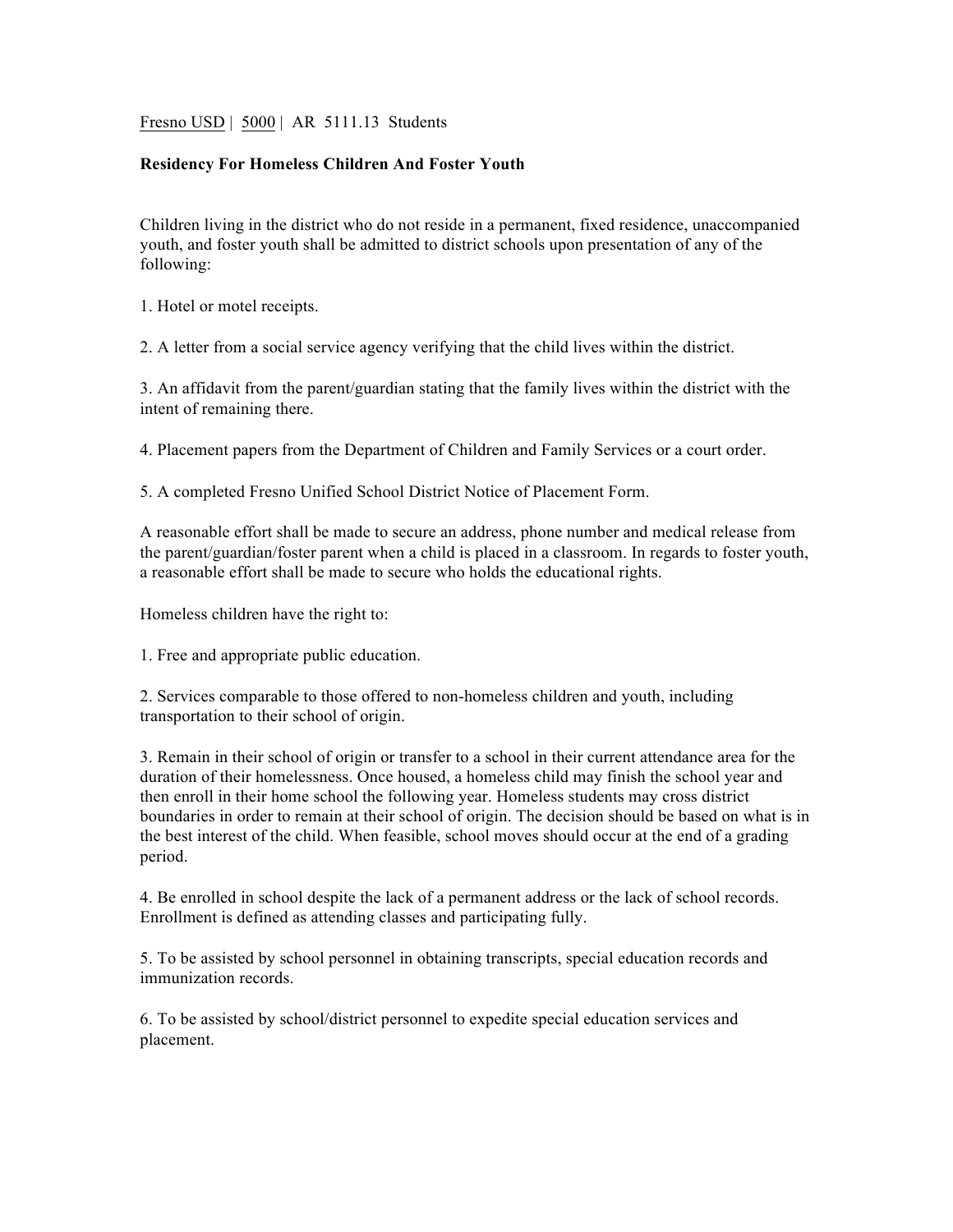Fresno USD | 5000 | AR 5111.13 Students

**Residency For Homeless Children And Foster Youth**

Children living in the district who do not reside in a permanent, fixed residence, unaccompanied youth, and foster youth shall be admitted to district schools upon presentation of any of the following:

1. Hotel or motel receipts.

2. A letter from a social service agency verifying that the child lives within the district.

3. An affidavit from the parent/guardian stating that the family lives within the district with the intent of remaining there.

4. Placement papers from the Department of Children and Family Services or a court order.

5. A completed Fresno Unified School District Notice of Placement Form.

A reasonable effort shall be made to secure an address, phone number and medical release from the parent/guardian/foster parent when a child is placed in a classroom. In regards to foster youth, a reasonable effort shall be made to secure who holds the educational rights.

Homeless children have the right to:

1. Free and appropriate public education.

2. Services comparable to those offered to non-homeless children and youth, including transportation to their school of origin.

3. Remain in their school of origin or transfer to a school in their current attendance area for the duration of their homelessness. Once housed, a homeless child may finish the school year and then enroll in their home school the following year. Homeless students may cross district boundaries in order to remain at their school of origin. The decision should be based on what is in the best interest of the child. When feasible, school moves should occur at the end of a grading period.

4. Be enrolled in school despite the lack of a permanent address or the lack of school records. Enrollment is defined as attending classes and participating fully.

5. To be assisted by school personnel in obtaining transcripts, special education records and immunization records.

6. To be assisted by school/district personnel to expedite special education services and placement.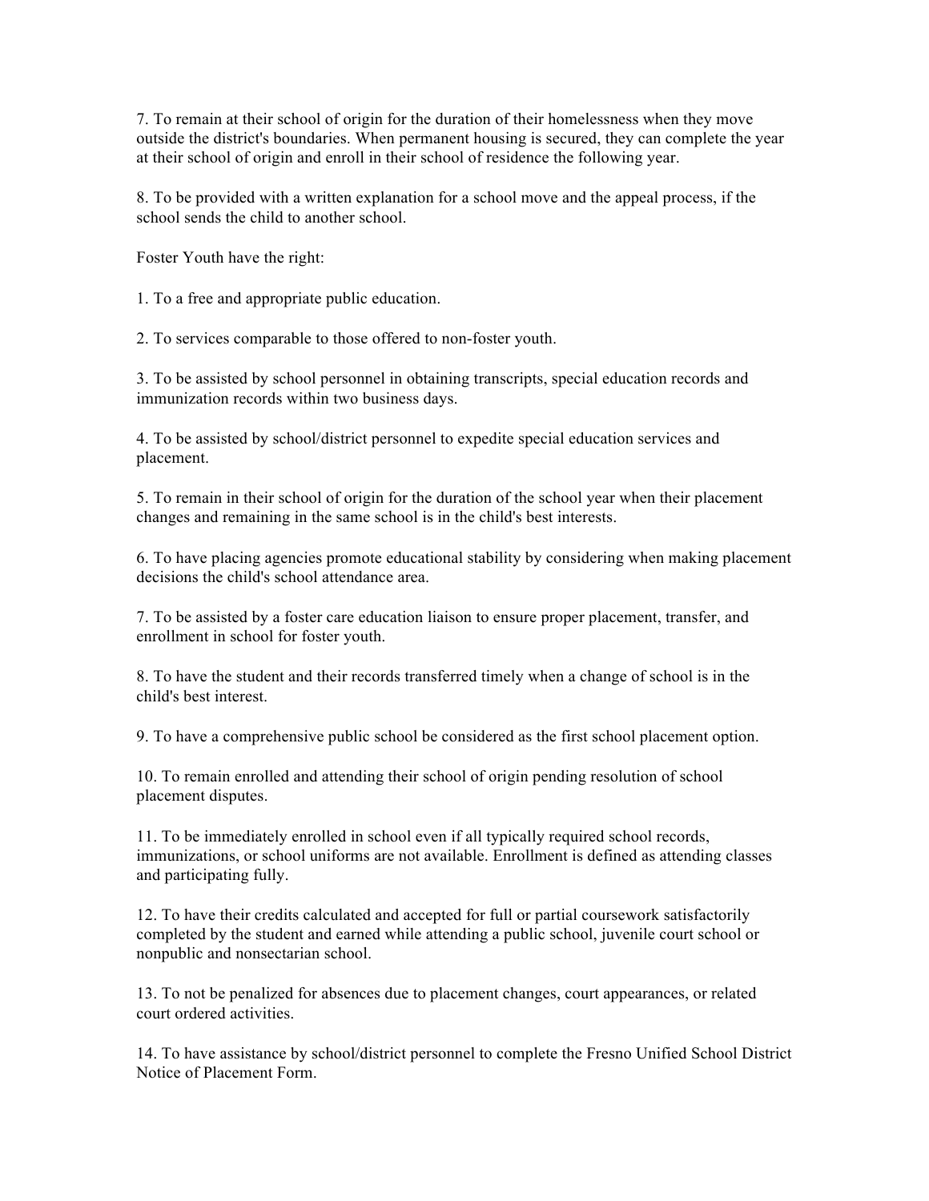7. To remain at their school of origin for the duration of their homelessness when they move outside the district's boundaries. When permanent housing is secured, they can complete the year at their school of origin and enroll in their school of residence the following year.

8. To be provided with a written explanation for a school move and the appeal process, if the school sends the child to another school.

Foster Youth have the right:

1. To a free and appropriate public education.

2. To services comparable to those offered to non-foster youth.

3. To be assisted by school personnel in obtaining transcripts, special education records and immunization records within two business days.

4. To be assisted by school/district personnel to expedite special education services and placement.

5. To remain in their school of origin for the duration of the school year when their placement changes and remaining in the same school is in the child's best interests.

6. To have placing agencies promote educational stability by considering when making placement decisions the child's school attendance area.

7. To be assisted by a foster care education liaison to ensure proper placement, transfer, and enrollment in school for foster youth.

8. To have the student and their records transferred timely when a change of school is in the child's best interest.

9. To have a comprehensive public school be considered as the first school placement option.

10. To remain enrolled and attending their school of origin pending resolution of school placement disputes.

11. To be immediately enrolled in school even if all typically required school records, immunizations, or school uniforms are not available. Enrollment is defined as attending classes and participating fully.

12. To have their credits calculated and accepted for full or partial coursework satisfactorily completed by the student and earned while attending a public school, juvenile court school or nonpublic and nonsectarian school.

13. To not be penalized for absences due to placement changes, court appearances, or related court ordered activities.

14. To have assistance by school/district personnel to complete the Fresno Unified School District Notice of Placement Form.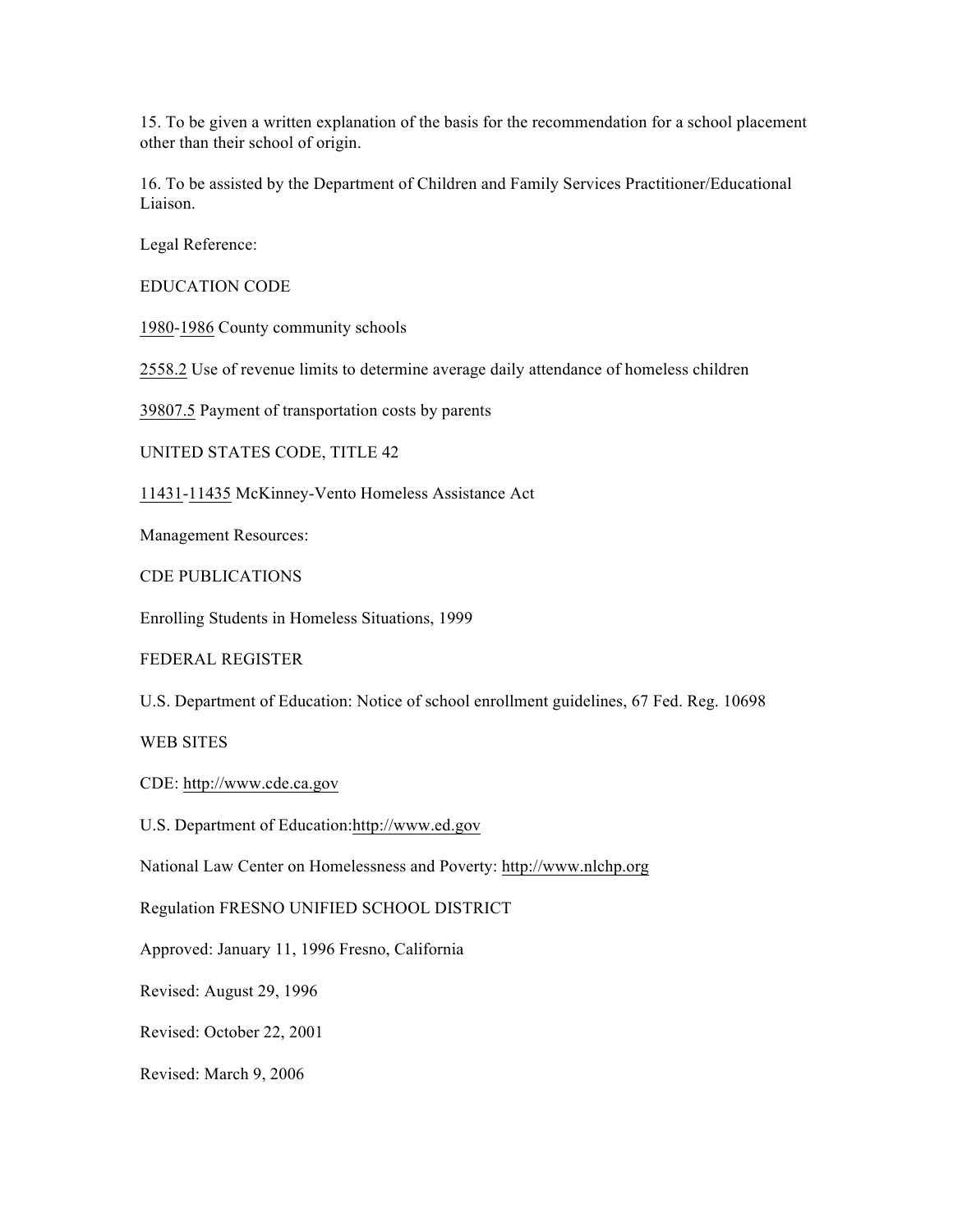15. To be given a written explanation of the basis for the recommendation for a school placement other than their school of origin.

16. To be assisted by the Department of Children and Family Services Practitioner/Educational Liaison.

Legal Reference:

EDUCATION CODE

1980-1986 County community schools

2558.2 Use of revenue limits to determine average daily attendance of homeless children

39807.5 Payment of transportation costs by parents

UNITED STATES CODE, TITLE 42

11431-11435 McKinney-Vento Homeless Assistance Act

Management Resources:

CDE PUBLICATIONS

Enrolling Students in Homeless Situations, 1999

FEDERAL REGISTER

U.S. Department of Education: Notice of school enrollment guidelines, 67 Fed. Reg. 10698

WEB SITES

CDE: http://www.cde.ca.gov

U.S. Department of Education:http://www.ed.gov

National Law Center on Homelessness and Poverty: http://www.nlchp.org

Regulation FRESNO UNIFIED SCHOOL DISTRICT

Approved: January 11, 1996 Fresno, California

Revised: August 29, 1996

Revised: October 22, 2001

Revised: March 9, 2006